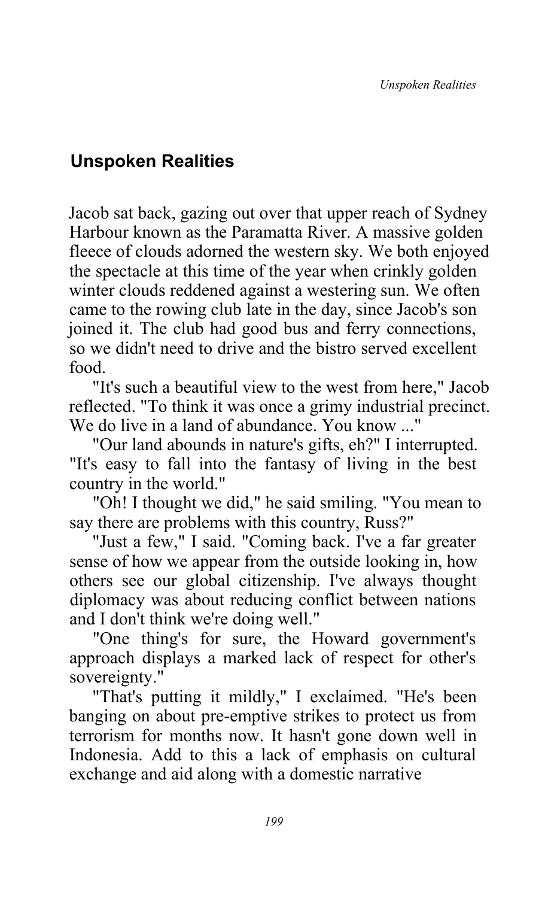## Unspoken Realities

Jacob sat back, gazing out over that upper reach of Sydney Harbour known as the Paramatta River. A massive golden fleece of clouds adorned the western sky. We both enjoyed the spectacle at this time of the year when crinkly golden winter clouds reddened against a westering sun. We often came to the rowing club late in the day, since Jacob's son joined it. The club had good bus and ferry connections, so we didn't need to drive and the bistro served excellent food.

"It's such a beautiful view to the west from here," Jacob reflected. "To think it was once a grimy industrial precinct. We do live in a land of abundance. You know ..."

"Our land abounds in nature's gifts, eh?" I interrupted. "It's easy to fall into the fantasy of living in the best country in the world."

"Oh! I thought we did," he said smiling. "You mean to say there are problems with this country, Russ?"

"Just a few," I said. "Coming back. I've a far greater sense of how we appear from the outside looking in, how others see our global citizenship. I've always thought diplomacy was about reducing conflict between nations and I don't think we're doing well."

"One thing's for sure, the Howard government's approach displays a marked lack of respect for other's sovereignty."

"That's putting it mildly," I exclaimed. "He's been banging on about pre-emptive strikes to protect us from terrorism for months now. It hasn't gone down well in Indonesia. Add to this a lack of emphasis on cultural exchange and aid along with a domestic narrative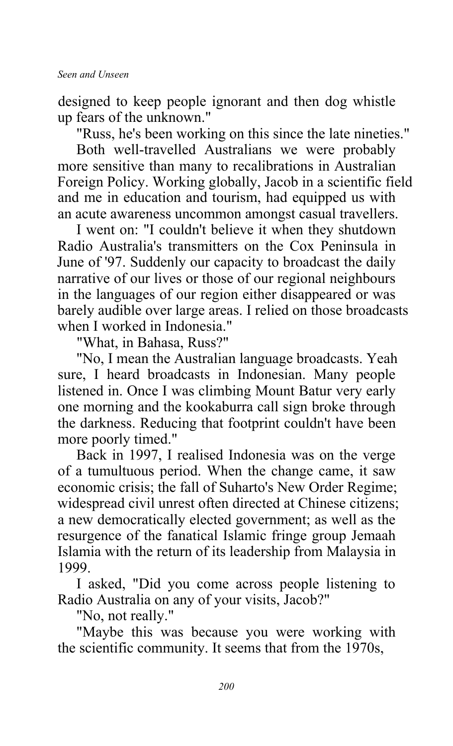designed to keep people ignorant and then dog whistle up fears of the unknown."

"Russ, he's been working on this since the late nineties."

Both well-travelled Australians we were probably more sensitive than many to recalibrations in Australian Foreign Policy. Working globally, Jacob in a scientific field and me in education and tourism, had equipped us with an acute awareness uncommon amongst casual travellers.

I went on: "I couldn't believe it when they shutdown Radio Australia's transmitters on the Cox Peninsula in June of '97. Suddenly our capacity to broadcast the daily narrative of our lives or those of our regional neighbours in the languages of our region either disappeared or was barely audible over large areas. I relied on those broadcasts when I worked in Indonesia."

"What, in Bahasa, Russ?"

"No, I mean the Australian language broadcasts. Yeah sure, I heard broadcasts in Indonesian. Many people listened in. Once I was climbing Mount Batur very early one morning and the kookaburra call sign broke through the darkness. Reducing that footprint couldn't have been more poorly timed."

Back in 1997, I realised Indonesia was on the verge of a tumultuous period. When the change came, it saw economic crisis; the fall of Suharto's New Order Regime; widespread civil unrest often directed at Chinese citizens; a new democratically elected government; as well as the resurgence of the fanatical Islamic fringe group Jemaah Islamia with the return of its leadership from Malaysia in 1999.

I asked, "Did you come across people listening to Radio Australia on any of your visits, Jacob?"

"No, not really."

"Maybe this was because you were working with the scientific community. It seems that from the 1970s,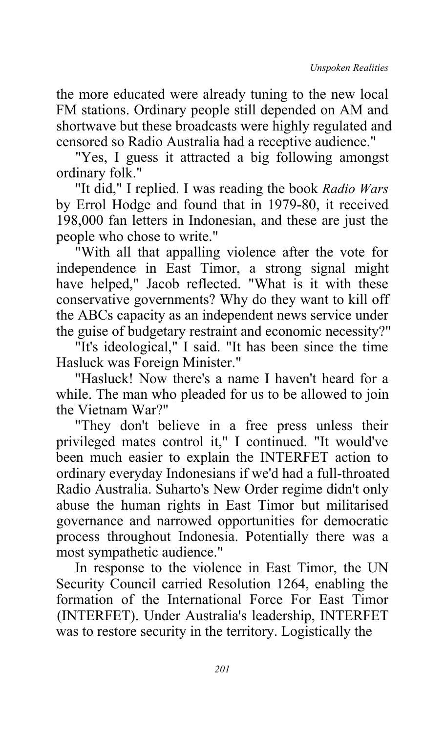the more educated were already tuning to the new local FM stations. Ordinary people still depended on AM and shortwave but these broadcasts were highly regulated and censored so Radio Australia had a receptive audience."

"Yes, I guess it attracted a big following amongst ordinary folk."

"It did," I replied. I was reading the book *Radio Wars* by Errol Hodge and found that in 1979-80, it received 198,000 fan letters in Indonesian, and these are just the people who chose to write."

"With all that appalling violence after the vote for independence in East Timor, a strong signal might have helped," Jacob reflected. "What is it with these conservative governments? Why do they want to kill off the ABCs capacity as an independent news service under the guise of budgetary restraint and economic necessity?"

"It's ideological," I said. "It has been since the time Hasluck was Foreign Minister."

"Hasluck! Now there's a name I haven't heard for a while. The man who pleaded for us to be allowed to join the Vietnam War?"

"They don't believe in a free press unless their privileged mates control it," I continued. "It would've been much easier to explain the INTERFET action to ordinary everyday Indonesians if we'd had a full-throated Radio Australia. Suharto's New Order regime didn't only abuse the human rights in East Timor but militarised governance and narrowed opportunities for democratic process throughout Indonesia. Potentially there was a most sympathetic audience."

In response to the violence in East Timor, the UN Security Council carried Resolution 1264, enabling the formation of the International Force For East Timor (INTERFET). Under Australia's leadership, INTERFET was to restore security in the territory. Logistically the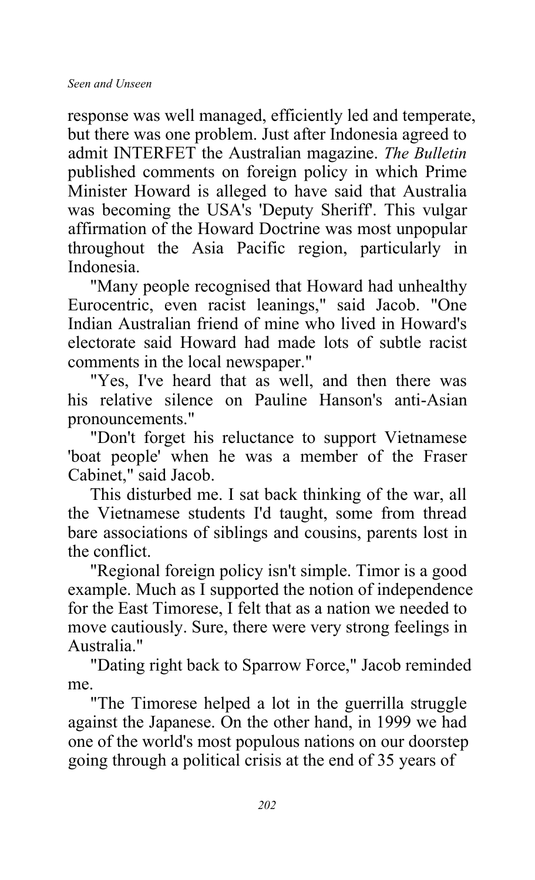response was well managed, efficiently led and temperate, but there was one problem. Just after Indonesia agreed to admit INTERFET the Australian magazine. *The Bulletin* published comments on foreign policy in which Prime Minister Howard is alleged to have said that Australia was becoming the USA's 'Deputy Sheriff'. This vulgar affirmation of the Howard Doctrine was most unpopular throughout the Asia Pacific region, particularly in Indonesia.

"Many people recognised that Howard had unhealthy Eurocentric, even racist leanings," said Jacob. "One Indian Australian friend of mine who lived in Howard's electorate said Howard had made lots of subtle racist comments in the local newspaper."

"Yes, I've heard that as well, and then there was his relative silence on Pauline Hanson's anti-Asian pronouncements."

"Don't forget his reluctance to support Vietnamese 'boat people' when he was a member of the Fraser Cabinet," said Jacob.

This disturbed me. I sat back thinking of the war, all the Vietnamese students I'd taught, some from thread bare associations of siblings and cousins, parents lost in the conflict.

"Regional foreign policy isn't simple. Timor is a good example. Much as I supported the notion of independence for the East Timorese, I felt that as a nation we needed to move cautiously. Sure, there were very strong feelings in Australia."

"Dating right back to Sparrow Force," Jacob reminded me.

"The Timorese helped a lot in the guerrilla struggle against the Japanese. On the other hand, in 1999 we had one of the world's most populous nations on our doorstep going through a political crisis at the end of 35 years of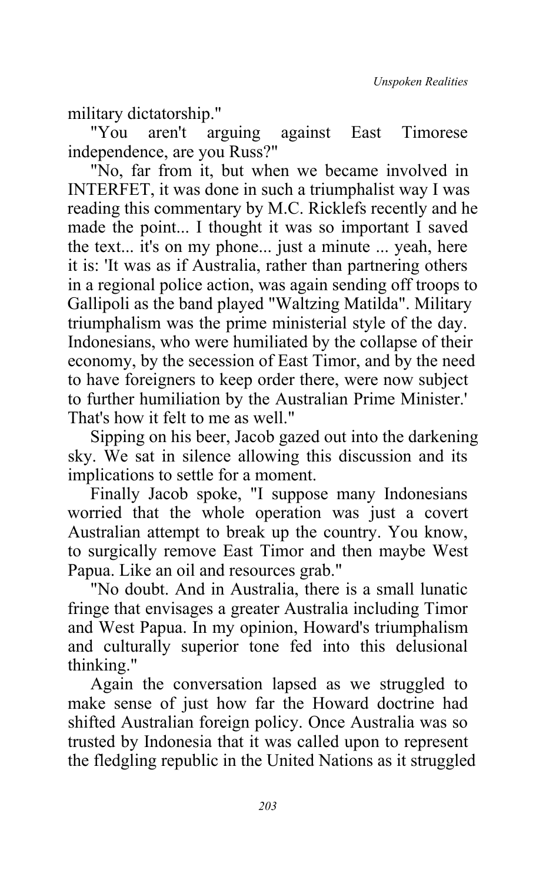military dictatorship."

"You aren't arguing against East Timorese independence, are you Russ?"

"No, far from it, but when we became involved in INTERFET, it was done in such a triumphalist way I was reading this commentary by M.C. Ricklefs recently and he made the point... I thought it was so important I saved the text... it's on my phone... just a minute ... yeah, here it is: 'It was as if Australia, rather than partnering others in a regional police action, was again sending off troops to Gallipoli as the band played "Waltzing Matilda". Military triumphalism was the prime ministerial style of the day. Indonesians, who were humiliated by the collapse of their economy, by the secession of East Timor, and by the need to have foreigners to keep order there, were now subject to further humiliation by the Australian Prime Minister.' That's how it felt to me as well."

Sipping on his beer, Jacob gazed out into the darkening sky. We sat in silence allowing this discussion and its implications to settle for a moment.

Finally Jacob spoke, "I suppose many Indonesians worried that the whole operation was just a covert Australian attempt to break up the country. You know, to surgically remove East Timor and then maybe West Papua. Like an oil and resources grab."

"No doubt. And in Australia, there is a small lunatic fringe that envisages a greater Australia including Timor and West Papua. In my opinion, Howard's triumphalism and culturally superior tone fed into this delusional thinking."

Again the conversation lapsed as we struggled to make sense of just how far the Howard doctrine had shifted Australian foreign policy. Once Australia was so trusted by Indonesia that it was called upon to represent the fledgling republic in the United Nations as it struggled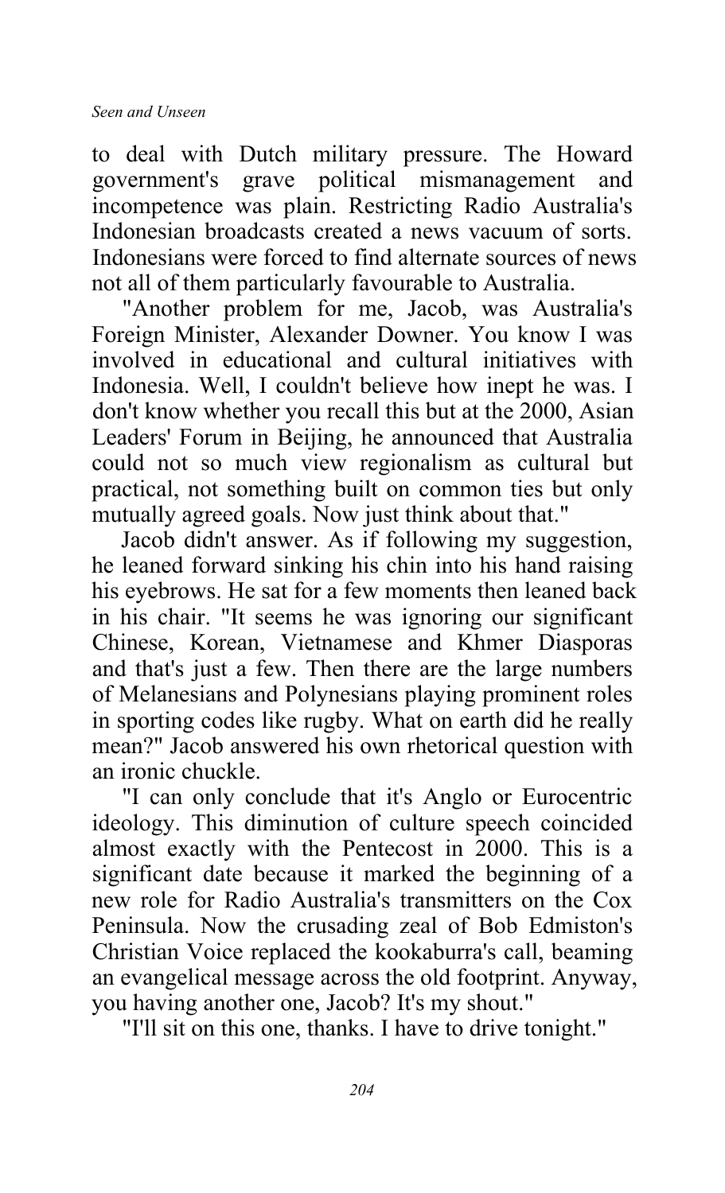to deal with Dutch military pressure. The Howard government's grave political mismanagement and incompetence was plain. Restricting Radio Australia's Indonesian broadcasts created a news vacuum of sorts. Indonesians were forced to find alternate sources of news not all of them particularly favourable to Australia.

"Another problem for me, Jacob, was Australia's Foreign Minister, Alexander Downer. You know I was involved in educational and cultural initiatives with Indonesia. Well, I couldn't believe how inept he was. I don't know whether you recall this but at the 2000, Asian Leaders' Forum in Beijing, he announced that Australia could not so much view regionalism as cultural but practical, not something built on common ties but only mutually agreed goals. Now just think about that."

Jacob didn't answer. As if following my suggestion, he leaned forward sinking his chin into his hand raising his eyebrows. He sat for a few moments then leaned back in his chair. "It seems he was ignoring our significant Chinese, Korean, Vietnamese and Khmer Diasporas and that's just a few. Then there are the large numbers of Melanesians and Polynesians playing prominent roles in sporting codes like rugby. What on earth did he really mean?" Jacob answered his own rhetorical question with an ironic chuckle.

"I can only conclude that it's Anglo or Eurocentric ideology. This diminution of culture speech coincided almost exactly with the Pentecost in 2000. This is a significant date because it marked the beginning of a new role for Radio Australia's transmitters on the Cox Peninsula. Now the crusading zeal of Bob Edmiston's Christian Voice replaced the kookaburra's call, beaming an evangelical message across the old footprint. Anyway, you having another one, Jacob? It's my shout."

"I'll sit on this one, thanks. I have to drive tonight."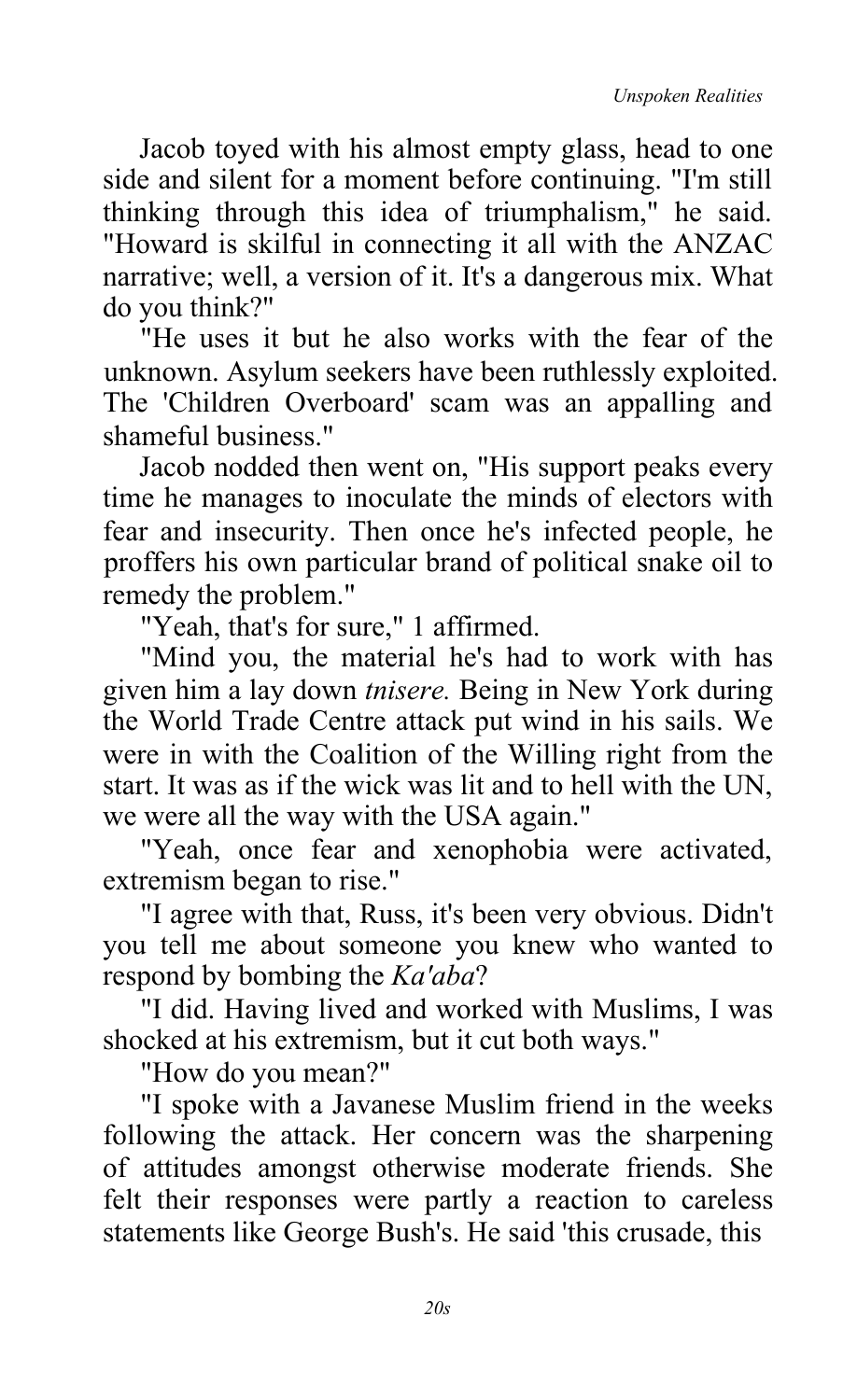Jacob toyed with his almost empty glass, head to one side and silent for a moment before continuing. "I'm still thinking through this idea of triumphalism," he said. "Howard is skilful in connecting it all with the ANZAC narrative; well, a version of it. It's a dangerous mix. What do you think?"

"He uses it but he also works with the fear of the unknown. Asylum seekers have been ruthlessly exploited. The 'Children Overboard' scam was an appalling and shameful business."

Jacob nodded then went on, "His support peaks every time he manages to inoculate the minds of electors with fear and insecurity. Then once he's infected people, he proffers his own particular brand of political snake oil to remedy the problem."

"Yeah, that's for sure," 1 affirmed.

"Mind you, the material he's had to work with has given him a lay down *tnisere.* Being in New York during the World Trade Centre attack put wind in his sails. We were in with the Coalition of the Willing right from the start. It was as if the wick was lit and to hell with the UN, we were all the way with the USA again."

"Yeah, once fear and xenophobia were activated, extremism began to rise."

"I agree with that, Russ, it's been very obvious. Didn't you tell me about someone you knew who wanted to respond by bombing the *Ka'aba*?

"I did. Having lived and worked with Muslims, I was shocked at his extremism, but it cut both ways."

"How do you mean?"

"I spoke with a Javanese Muslim friend in the weeks following the attack. Her concern was the sharpening of attitudes amongst otherwise moderate friends. She felt their responses were partly a reaction to careless statements like George Bush's. He said 'this crusade, this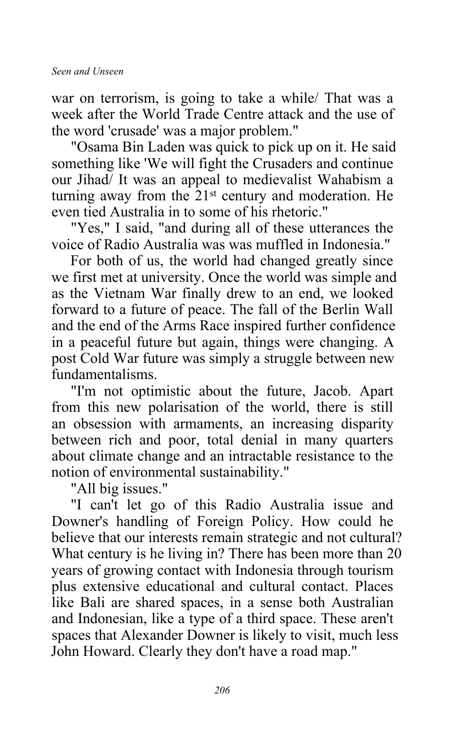war on terrorism, is going to take a while/ That was a week after the World Trade Centre attack and the use of the word 'crusade' was a major problem."

"Osama Bin Laden was quick to pick up on it. He said something like 'We will fight the Crusaders and continue our Jihad/ It was an appeal to medievalist Wahabism a turning away from the 21st century and moderation. He even tied Australia in to some of his rhetoric."

"Yes," I said, "and during all of these utterances the voice of Radio Australia was was muffled in Indonesia."

For both of us, the world had changed greatly since we first met at university. Once the world was simple and as the Vietnam War finally drew to an end, we looked forward to a future of peace. The fall of the Berlin Wall and the end of the Arms Race inspired further confidence in a peaceful future but again, things were changing. A post Cold War future was simply a struggle between new fundamentalisms.

"I'm not optimistic about the future, Jacob. Apart from this new polarisation of the world, there is still an obsession with armaments, an increasing disparity between rich and poor, total denial in many quarters about climate change and an intractable resistance to the notion of environmental sustainability."

"All big issues."

"I can't let go of this Radio Australia issue and Downer's handling of Foreign Policy. How could he believe that our interests remain strategic and not cultural? What century is he living in? There has been more than 20 years of growing contact with Indonesia through tourism plus extensive educational and cultural contact. Places like Bali are shared spaces, in a sense both Australian and Indonesian, like a type of a third space. These aren't spaces that Alexander Downer is likely to visit, much less John Howard. Clearly they don't have a road map."